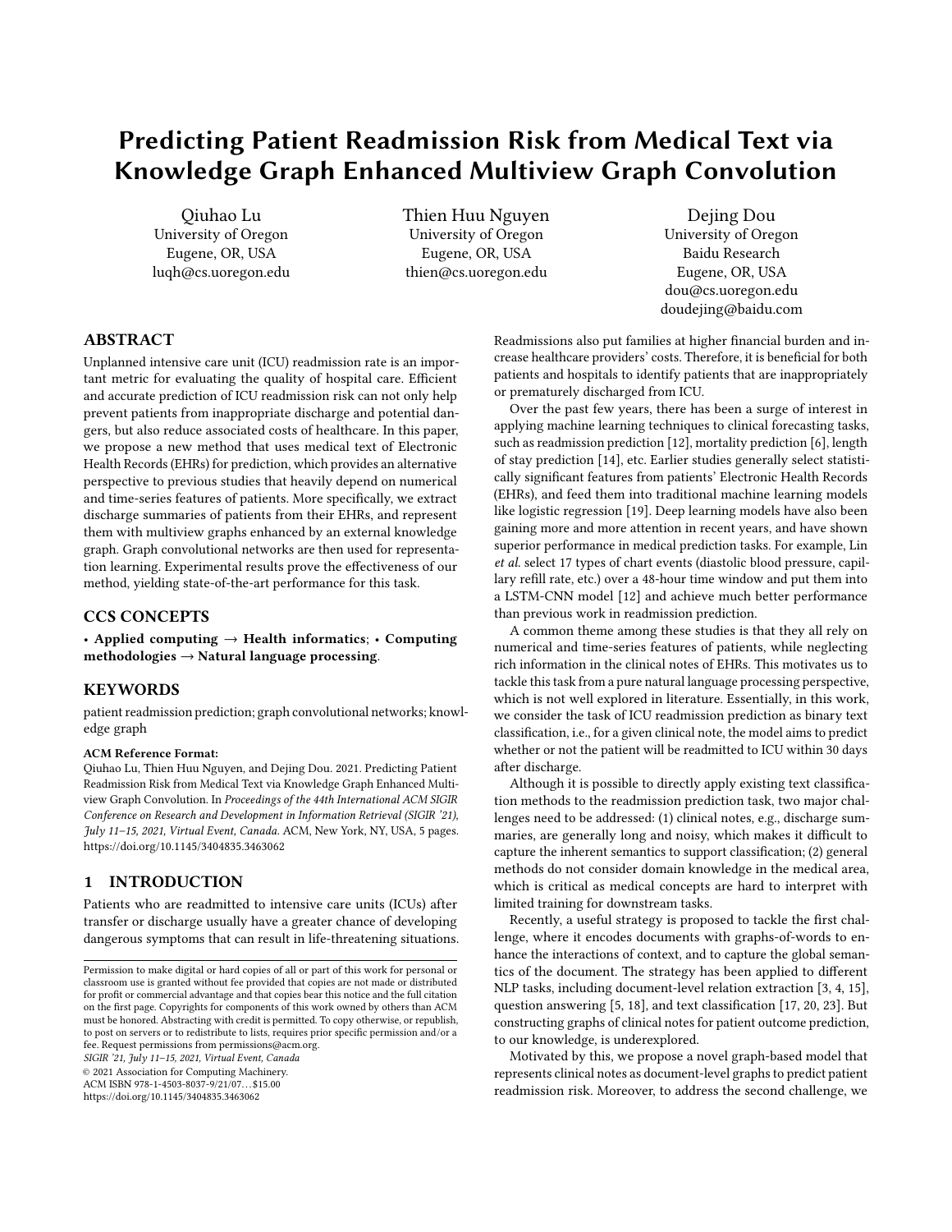# Predicting Patient Readmission Risk from Medical Text via Knowledge Graph Enhanced Multiview Graph Convolution

Qiuhao Lu
University of Oregon
Eugene, OR, USA
luqh@cs.uoregon.edu

Thien Huu Nguyen
University of Oregon
Eugene, OR, USA
thien@cs.uoregon.edu

Dejing Dou
University of Oregon
Baidu Research
Eugene, OR, USA
dou@cs.uoregon.edu
doudejing@baidu.com

## ABSTRACT

Unplanned intensive care unit (ICU) readmission rate is an important metric for evaluating the quality of hospital care. Efficient and accurate prediction of ICU readmission risk can not only help prevent patients from inappropriate discharge and potential dangers, but also reduce associated costs of healthcare. In this paper, we propose a new method that uses medical text of Electronic Health Records (EHRs) for prediction, which provides an alternative perspective to previous studies that heavily depend on numerical and time-series features of patients. More specifically, we extract discharge summaries of patients from their EHRs, and represent them with multiview graphs enhanced by an external knowledge graph. Graph convolutional networks are then used for representation learning. Experimental results prove the effectiveness of our method, yielding state-of-the-art performance for this task.

## CCS CONCEPTS

• **Applied computing** → **Health informatics**; • **Computing methodologies** → **Natural language processing**.

## KEYWORDS

patient readmission prediction; graph convolutional networks; knowledge graph

**ACM Reference Format:**
Qiuhao Lu, Thien Huu Nguyen, and Dejing Dou. 2021. Predicting Patient Readmission Risk from Medical Text via Knowledge Graph Enhanced Multiview Graph Convolution. In *Proceedings of the 44th International ACM SIGIR Conference on Research and Development in Information Retrieval (SIGIR '21), July 11–15, 2021, Virtual Event, Canada.* ACM, New York, NY, USA, 5 pages. https://doi.org/10.1145/3404835.3463062

## 1 INTRODUCTION

Patients who are readmitted to intensive care units (ICUs) after transfer or discharge usually have a greater chance of developing dangerous symptoms that can result in life-threatening situations. Readmissions also put families at higher financial burden and increase healthcare providers' costs. Therefore, it is beneficial for both patients and hospitals to identify patients that are inappropriately or prematurely discharged from ICU.

Over the past few years, there has been a surge of interest in applying machine learning techniques to clinical forecasting tasks, such as readmission prediction [12], mortality prediction [6], length of stay prediction [14], etc. Earlier studies generally select statistically significant features from patients' Electronic Health Records (EHRs), and feed them into traditional machine learning models like logistic regression [19]. Deep learning models have also been gaining more and more attention in recent years, and have shown superior performance in medical prediction tasks. For example, Lin *et al.* select 17 types of chart events (diastolic blood pressure, capillary refill rate, etc.) over a 48-hour time window and put them into a LSTM-CNN model [12] and achieve much better performance than previous work in readmission prediction.

A common theme among these studies is that they all rely on numerical and time-series features of patients, while neglecting rich information in the clinical notes of EHRs. This motivates us to tackle this task from a pure natural language processing perspective, which is not well explored in literature. Essentially, in this work, we consider the task of ICU readmission prediction as binary text classification, i.e., for a given clinical note, the model aims to predict whether or not the patient will be readmitted to ICU within 30 days after discharge.

Although it is possible to directly apply existing text classification methods to the readmission prediction task, two major challenges need to be addressed: (1) clinical notes, e.g., discharge summaries, are generally long and noisy, which makes it difficult to capture the inherent semantics to support classification; (2) general methods do not consider domain knowledge in the medical area, which is critical as medical concepts are hard to interpret with limited training for downstream tasks.

Recently, a useful strategy is proposed to tackle the first challenge, where it encodes documents with graphs-of-words to enhance the interactions of context, and to capture the global semantics of the document. The strategy has been applied to different NLP tasks, including document-level relation extraction [3, 4, 15], question answering [5, 18], and text classification [17, 20, 23]. But constructing graphs of clinical notes for patient outcome prediction, to our knowledge, is underexplored.

Motivated by this, we propose a novel graph-based model that represents clinical notes as document-level graphs to predict patient readmission risk. Moreover, to address the second challenge, we

---

Permission to make digital or hard copies of all or part of this work for personal or classroom use is granted without fee provided that copies are not made or distributed for profit or commercial advantage and that copies bear this notice and the full citation on the first page. Copyrights for components of this work owned by others than ACM must be honored. Abstracting with credit is permitted. To copy otherwise, or republish, to post on servers or to redistribute to lists, requires prior specific permission and/or a fee. Request permissions from permissions@acm.org.
*SIGIR '21, July 11–15, 2021, Virtual Event, Canada*
© 2021 Association for Computing Machinery.
ACM ISBN 978-1-4503-8037-9/21/07...$15.00
https://doi.org/10.1145/3404835.3463062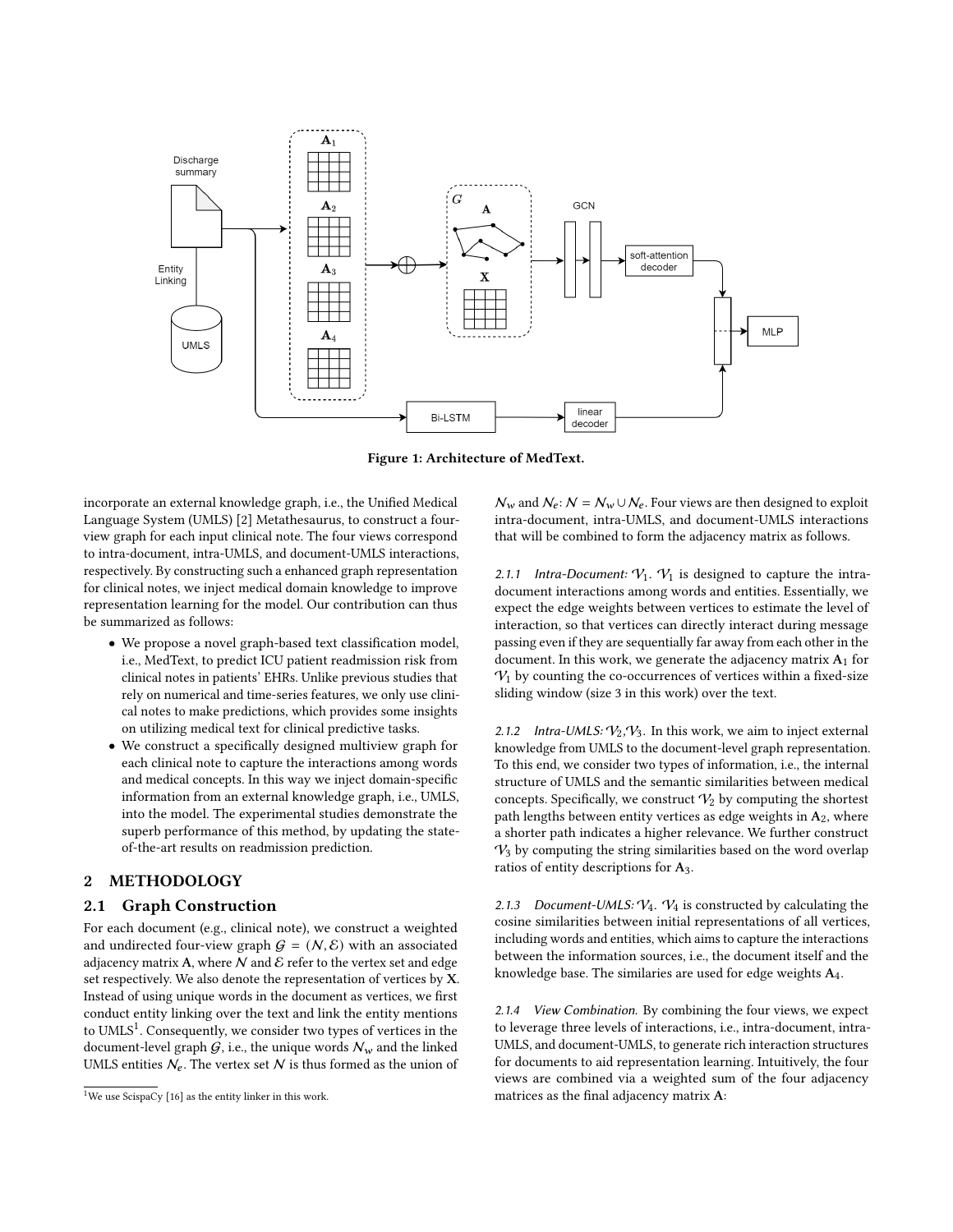Figure 1: Architecture of MedText.

incorporate an external knowledge graph, i.e., the Unified Medical Language System (UMLS) [2] Metathesaurus, to construct a four-view graph for each input clinical note. The four views correspond to intra-document, intra-UMLS, and document-UMLS interactions, respectively. By constructing such an enhanced graph representation for clinical notes, we inject medical domain knowledge to improve representation learning for the model. Our contribution can thus be summarized as follows:

- We propose a novel graph-based text classification model, i.e., MedText, to predict ICU patient readmission risk from clinical notes in patients' EHRs. Unlike previous studies that rely on numerical and time-series features, we only use clinical notes to make predictions, which provides some insights on utilizing medical text for clinical predictive tasks.
- We construct a specifically designed multiview graph for each clinical note to capture the interactions among words and medical concepts. In this way we inject domain-specific information from an external knowledge graph, i.e., UMLS, into the model. The experimental studies demonstrate the superb performance of this method, by updating the state-of-the-art results on readmission prediction.

## 2 METHODOLOGY

### 2.1 Graph Construction

For each document (e.g., clinical note), we construct a weighted and undirected four-view graph $\mathcal{G} = (\mathcal{N}, \mathcal{E})$ with an associated adjacency matrix $\mathbf{A}$, where $\mathcal{N}$ and $\mathcal{E}$ refer to the vertex set and edge set respectively. We also denote the representation of vertices by $\mathbf{X}$. Instead of using unique words in the document as vertices, we first conduct entity linking over the text and link the entity mentions to UMLS[1]. Consequently, we consider two types of vertices in the document-level graph $\mathcal{G}$, i.e., the unique words $\mathcal{N}_w$ and the linked UMLS entities $\mathcal{N}_e$. The vertex set $\mathcal{N}$ is thus formed as the union of $\mathcal{N}_w$ and $\mathcal{N}_e$: $\mathcal{N} = \mathcal{N}_w \cup \mathcal{N}_e$. Four views are then designed to exploit intra-document, intra-UMLS, and document-UMLS interactions that will be combined to form the adjacency matrix as follows.

*2.1.1 Intra-Document: $\mathcal{V}_1$.* $\mathcal{V}_1$ is designed to capture the intra-document interactions among words and entities. Essentially, we expect the edge weights between vertices to estimate the level of interaction, so that vertices can directly interact during message passing even if they are sequentially far away from each other in the document. In this work, we generate the adjacency matrix $\mathbf{A}_1$ for $\mathcal{V}_1$ by counting the co-occurrences of vertices within a fixed-size sliding window (size 3 in this work) over the text.

*2.1.2 Intra-UMLS: $\mathcal{V}_2$,$\mathcal{V}_3$.* In this work, we aim to inject external knowledge from UMLS to the document-level graph representation. To this end, we consider two types of information, i.e., the internal structure of UMLS and the semantic similarities between medical concepts. Specifically, we construct $\mathcal{V}_2$ by computing the shortest path lengths between entity vertices as edge weights in $\mathbf{A}_2$, where a shorter path indicates a higher relevance. We further construct $\mathcal{V}_3$ by computing the string similarities based on the word overlap ratios of entity descriptions for $\mathbf{A}_3$.

*2.1.3 Document-UMLS: $\mathcal{V}_4$.* $\mathcal{V}_4$ is constructed by calculating the cosine similarities between initial representations of all vertices, including words and entities, which aims to capture the interactions between the information sources, i.e., the document itself and the knowledge base. The similaries are used for edge weights $\mathbf{A}_4$.

*2.1.4 View Combination.* By combining the four views, we expect to leverage three levels of interactions, i.e., intra-document, intra-UMLS, and document-UMLS, to generate rich interaction structures for documents to aid representation learning. Intuitively, the four views are combined via a weighted sum of the four adjacency matrices as the final adjacency matrix $\mathbf{A}$:

[1] We use ScispaCy [16] as the entity linker in this work.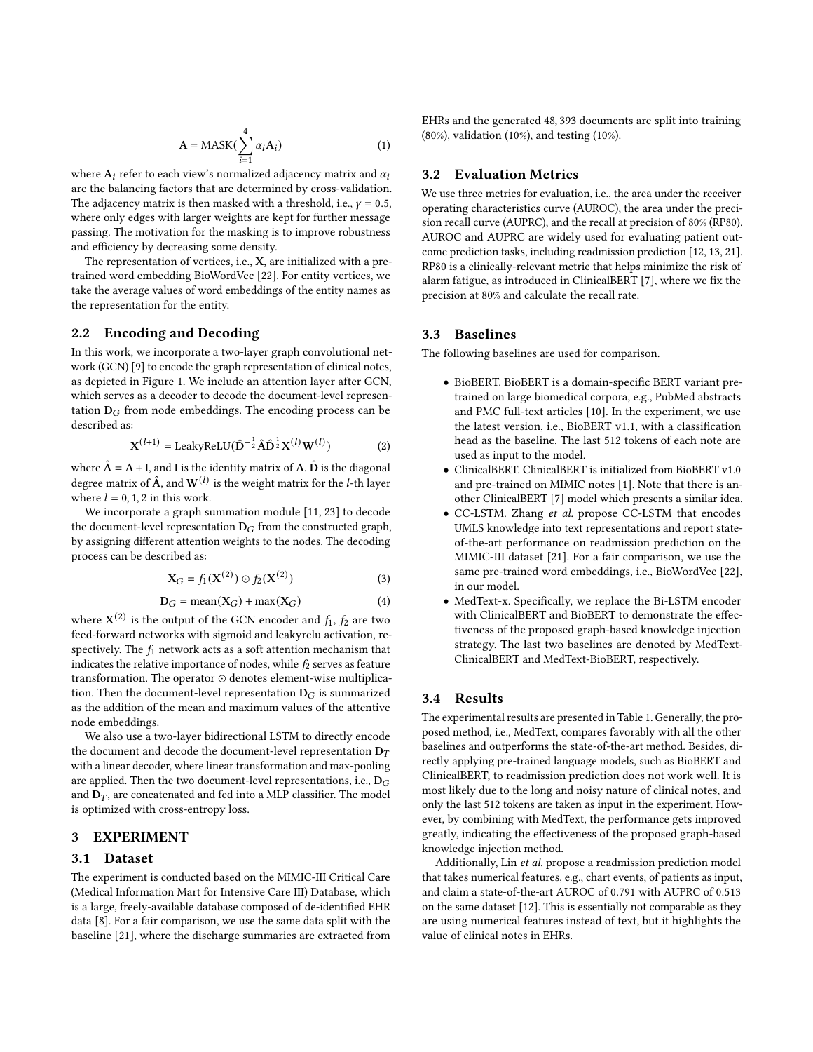$$\mathbf{A} = \text{MASK}(\sum_{i=1}^{4} \alpha_i \mathbf{A}_i) \tag{1}$$

where $\mathbf{A}_i$ refer to each view's normalized adjacency matrix and $\alpha_i$ are the balancing factors that are determined by cross-validation. The adjacency matrix is then masked with a threshold, i.e., $\gamma = 0.5$, where only edges with larger weights are kept for further message passing. The motivation for the masking is to improve robustness and efficiency by decreasing some density.

The representation of vertices, i.e., $\mathbf{X}$, are initialized with a pre-trained word embedding BioWordVec [22]. For entity vertices, we take the average values of word embeddings of the entity names as the representation for the entity.

## 2.2 Encoding and Decoding

In this work, we incorporate a two-layer graph convolutional network (GCN) [9] to encode the graph representation of clinical notes, as depicted in Figure 1. We include an attention layer after GCN, which serves as a decoder to decode the document-level representation $\mathbf{D}_G$ from node embeddings. The encoding process can be described as:

$$\mathbf{X}^{(l+1)} = \text{LeakyReLU}(\hat{\mathbf{D}}^{-\frac{1}{2}} \hat{\mathbf{A}} \hat{\mathbf{D}}^{\frac{1}{2}} \mathbf{X}^{(l)} \mathbf{W}^{(l)}) \tag{2}$$

where $\hat{\mathbf{A}} = \mathbf{A} + \mathbf{I}$, and $\mathbf{I}$ is the identity matrix of $\mathbf{A}$. $\hat{\mathbf{D}}$ is the diagonal degree matrix of $\hat{\mathbf{A}}$, and $\mathbf{W}^{(l)}$ is the weight matrix for the $l$-th layer where $l = 0, 1, 2$ in this work.

We incorporate a graph summation module [11, 23] to decode the document-level representation $\mathbf{D}_G$ from the constructed graph, by assigning different attention weights to the nodes. The decoding process can be described as:

$$\mathbf{X}_G = f_1(\mathbf{X}^{(2)}) \odot f_2(\mathbf{X}^{(2)}) \tag{3}$$

$$\mathbf{D}_G = \text{mean}(\mathbf{X}_G) + \max(\mathbf{X}_G) \tag{4}$$

where $\mathbf{X}^{(2)}$ is the output of the GCN encoder and $f_1$, $f_2$ are two feed-forward networks with sigmoid and leakyrelu activation, respectively. The $f_1$ network acts as a soft attention mechanism that indicates the relative importance of nodes, while $f_2$ serves as feature transformation. The operator $\odot$ denotes element-wise multiplication. Then the document-level representation $\mathbf{D}_G$ is summarized as the addition of the mean and maximum values of the attentive node embeddings.

We also use a two-layer bidirectional LSTM to directly encode the document and decode the document-level representation $\mathbf{D}_T$ with a linear decoder, where linear transformation and max-pooling are applied. Then the two document-level representations, i.e., $\mathbf{D}_G$ and $\mathbf{D}_T$, are concatenated and fed into a MLP classifier. The model is optimized with cross-entropy loss.

# 3 EXPERIMENT

## 3.1 Dataset

The experiment is conducted based on the MIMIC-III Critical Care (Medical Information Mart for Intensive Care III) Database, which is a large, freely-available database composed of de-identified EHR data [8]. For a fair comparison, we use the same data split with the baseline [21], where the discharge summaries are extracted from EHRs and the generated 48,393 documents are split into training (80%), validation (10%), and testing (10%).

## 3.2 Evaluation Metrics

We use three metrics for evaluation, i.e., the area under the receiver operating characteristics curve (AUROC), the area under the precision recall curve (AUPRC), and the recall at precision of 80% (RP80). AUROC and AUPRC are widely used for evaluating patient outcome prediction tasks, including readmission prediction [12, 13, 21]. RP80 is a clinically-relevant metric that helps minimize the risk of alarm fatigue, as introduced in ClinicalBERT [7], where we fix the precision at 80% and calculate the recall rate.

## 3.3 Baselines

The following baselines are used for comparison.

- BioBERT. BioBERT is a domain-specific BERT variant pre-trained on large biomedical corpora, e.g., PubMed abstracts and PMC full-text articles [10]. In the experiment, we use the latest version, i.e., BioBERT v1.1, with a classification head as the baseline. The last 512 tokens of each note are used as input to the model.
- ClinicalBERT. ClinicalBERT is initialized from BioBERT v1.0 and pre-trained on MIMIC notes [1]. Note that there is another ClinicalBERT [7] model which presents a similar idea.
- CC-LSTM. Zhang *et al.* propose CC-LSTM that encodes UMLS knowledge into text representations and report state-of-the-art performance on readmission prediction on the MIMIC-III dataset [21]. For a fair comparison, we use the same pre-trained word embeddings, i.e., BioWordVec [22], in our model.
- MedText-x. Specifically, we replace the Bi-LSTM encoder with ClinicalBERT and BioBERT to demonstrate the effectiveness of the proposed graph-based knowledge injection strategy. The last two baselines are denoted by MedText-ClinicalBERT and MedText-BioBERT, respectively.

## 3.4 Results

The experimental results are presented in Table 1. Generally, the proposed method, i.e., MedText, compares favorably with all the other baselines and outperforms the state-of-the-art method. Besides, directly applying pre-trained language models, such as BioBERT and ClinicalBERT, to readmission prediction does not work well. It is most likely due to the long and noisy nature of clinical notes, and only the last 512 tokens are taken as input in the experiment. However, by combining with MedText, the performance gets improved greatly, indicating the effectiveness of the proposed graph-based knowledge injection method.

Additionally, Lin *et al.* propose a readmission prediction model that takes numerical features, e.g., chart events, of patients as input, and claim a state-of-the-art AUROC of 0.791 with AUPRC of 0.513 on the same dataset [12]. This is essentially not comparable as they are using numerical features instead of text, but it highlights the value of clinical notes in EHRs.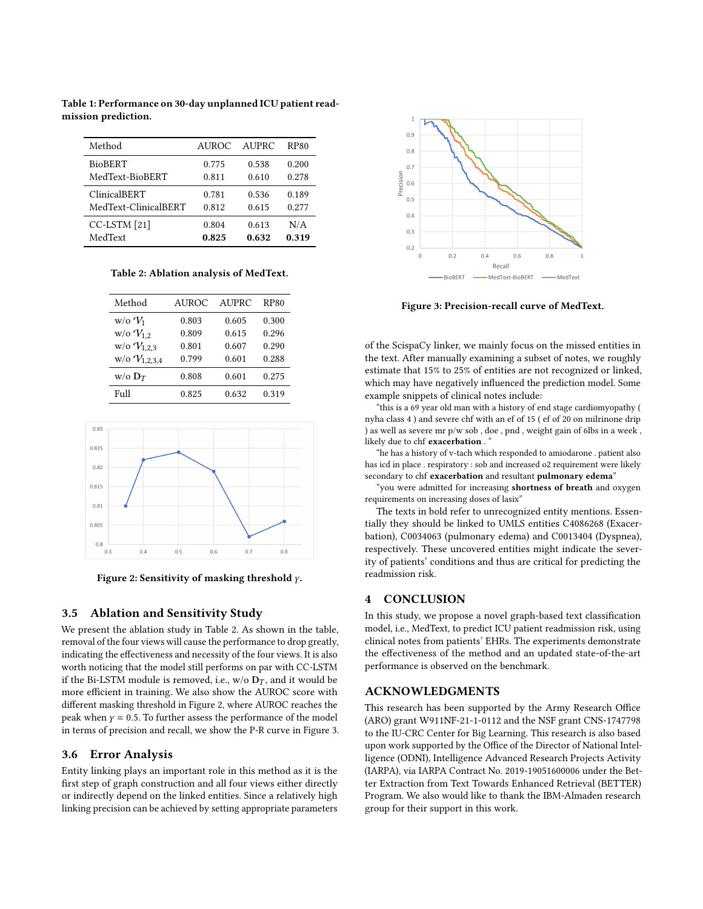**Table 1: Performance on 30-day unplanned ICU patient readmission prediction.**

| Method | AUROC | AUPRC | RP80 |
|---|---|---|---|
| BioBERT | 0.775 | 0.538 | 0.200 |
| MedText-BioBERT | 0.811 | 0.610 | 0.278 |
| ClinicalBERT | 0.781 | 0.536 | 0.189 |
| MedText-ClinicalBERT | 0.812 | 0.615 | 0.277 |
| CC-LSTM [21] | 0.804 | 0.613 | N/A |
| MedText | **0.825** | **0.632** | **0.319** |

**Table 2: Ablation analysis of MedText.**

| Method | AUROC | AUPRC | RP80 |
|---|---|---|---|
| w/o $\mathcal{V}_1$ | 0.803 | 0.605 | 0.300 |
| w/o $\mathcal{V}_{1,2}$ | 0.809 | 0.615 | 0.296 |
| w/o $\mathcal{V}_{1,2,3}$ | 0.801 | 0.607 | 0.290 |
| w/o $\mathcal{V}_{1,2,3,4}$ | 0.799 | 0.601 | 0.288 |
| w/o $\mathbf{D}_T$ | 0.808 | 0.601 | 0.275 |
| Full | 0.825 | 0.632 | 0.319 |

**Figure 2: Sensitivity of masking threshold $\gamma$.**

## 3.5 Ablation and Sensitivity Study

We present the ablation study in Table 2. As shown in the table, removal of the four views will cause the performance to drop greatly, indicating the effectiveness and necessity of the four views. It is also worth noticing that the model still performs on par with CC-LSTM if the Bi-LSTM module is removed, i.e., w/o $\mathbf{D}_T$, and it would be more efficient in training. We also show the AUROC score with different masking threshold in Figure 2, where AUROC reaches the peak when $\gamma = 0.5$. To further assess the performance of the model in terms of precision and recall, we show the P-R curve in Figure 3.

## 3.6 Error Analysis

Entity linking plays an important role in this method as it is the first step of graph construction and all four views either directly or indirectly depend on the linked entities. Since a relatively high linking precision can be achieved by setting appropriate parameters of the ScispaCy linker, we mainly focus on the missed entities in the text. After manually examining a subset of notes, we roughly estimate that 15% to 25% of entities are not recognized or linked, which may have negatively influenced the prediction model. Some example snippets of clinical notes include:

"this is a 69 year old man with a history of end stage cardiomyopathy ( nyha class 4 ) and severe chf with an ef of 15 ( ef of 20 on milrinone drip ) as well as severe mr p/w sob , doe , pnd , weight gain of 6lbs in a week , likely due to chf **exacerbation** . "

"he has a history of v-tach which responded to amiodarone . patient also has icd in place . respiratory : sob and increased o2 requirement were likely secondary to chf **exacerbation** and resultant **pulmonary edema**"

"you were admitted for increasing **shortness of breath** and oxygen requirements on increasing doses of lasix"

The texts in bold refer to unrecognized entity mentions. Essentially they should be linked to UMLS entities C4086268 (Exacerbation), C0034063 (pulmonary edema) and C0013404 (Dyspnea), respectively. These uncovered entities might indicate the severity of patients' conditions and thus are critical for predicting the readmission risk.

**Figure 3: Precision-recall curve of MedText.**

# 4 CONCLUSION

In this study, we propose a novel graph-based text classification model, i.e., MedText, to predict ICU patient readmission risk, using clinical notes from patients' EHRs. The experiments demonstrate the effectiveness of the method and an updated state-of-the-art performance is observed on the benchmark.

# ACKNOWLEDGMENTS

This research has been supported by the Army Research Office (ARO) grant W911NF-21-1-0112 and the NSF grant CNS-1747798 to the IU-CRC Center for Big Learning. This research is also based upon work supported by the Office of the Director of National Intelligence (ODNI), Intelligence Advanced Research Projects Activity (IARPA), via IARPA Contract No. 2019-19051600006 under the Better Extraction from Text Towards Enhanced Retrieval (BETTER) Program. We also would like to thank the IBM-Almaden research group for their support in this work.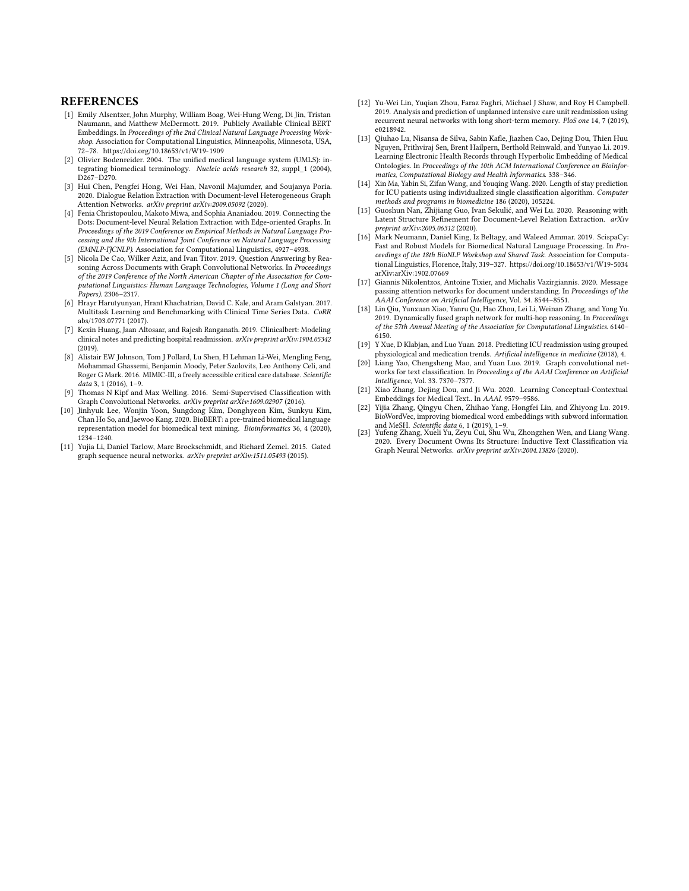## REFERENCES

[1] Emily Alsentzer, John Murphy, William Boag, Wei-Hung Weng, Di Jin, Tristan Naumann, and Matthew McDermott. 2019. Publicly Available Clinical BERT Embeddings. In *Proceedings of the 2nd Clinical Natural Language Processing Workshop*. Association for Computational Linguistics, Minneapolis, Minnesota, USA, 72–78. https://doi.org/10.18653/v1/W19-1909

[2] Olivier Bodenreider. 2004. The unified medical language system (UMLS): integrating biomedical terminology. *Nucleic acids research* 32, suppl_1 (2004), D267–D270.

[3] Hui Chen, Pengfei Hong, Wei Han, Navonil Majumder, and Soujanya Poria. 2020. Dialogue Relation Extraction with Document-level Heterogeneous Graph Attention Networks. *arXiv preprint arXiv:2009.05092* (2020).

[4] Fenia Christopoulou, Makoto Miwa, and Sophia Ananiadou. 2019. Connecting the Dots: Document-level Neural Relation Extraction with Edge-oriented Graphs. In *Proceedings of the 2019 Conference on Empirical Methods in Natural Language Processing and the 9th International Joint Conference on Natural Language Processing (EMNLP-IJCNLP)*. Association for Computational Linguistics, 4927–4938.

[5] Nicola De Cao, Wilker Aziz, and Ivan Titov. 2019. Question Answering by Reasoning Across Documents with Graph Convolutional Networks. In *Proceedings of the 2019 Conference of the North American Chapter of the Association for Computational Linguistics: Human Language Technologies, Volume 1 (Long and Short Papers)*. 2306–2317.

[6] Hrayr Harutyunyan, Hrant Khachatrian, David C. Kale, and Aram Galstyan. 2017. Multitask Learning and Benchmarking with Clinical Time Series Data. *CoRR* abs/1703.07771 (2017).

[7] Kexin Huang, Jaan Altosaar, and Rajesh Ranganath. 2019. Clinicalbert: Modeling clinical notes and predicting hospital readmission. *arXiv preprint arXiv:1904.05342* (2019).

[8] Alistair EW Johnson, Tom J Pollard, Lu Shen, H Lehman Li-Wei, Mengling Feng, Mohammad Ghassemi, Benjamin Moody, Peter Szolovits, Leo Anthony Celi, and Roger G Mark. 2016. MIMIC-III, a freely accessible critical care database. *Scientific data* 3, 1 (2016), 1–9.

[9] Thomas N Kipf and Max Welling. 2016. Semi-Supervised Classification with Graph Convolutional Networks. *arXiv preprint arXiv:1609.02907* (2016).

[10] Jinhyuk Lee, Wonjin Yoon, Sungdong Kim, Donghyeon Kim, Sunkyu Kim, Chan Ho So, and Jaewoo Kang. 2020. BioBERT: a pre-trained biomedical language representation model for biomedical text mining. *Bioinformatics* 36, 4 (2020), 1234–1240.

[11] Yujia Li, Daniel Tarlow, Marc Brockschmidt, and Richard Zemel. 2015. Gated graph sequence neural networks. *arXiv preprint arXiv:1511.05493* (2015).

[12] Yu-Wei Lin, Yuqian Zhou, Faraz Faghri, Michael J Shaw, and Roy H Campbell. 2019. Analysis and prediction of unplanned intensive care unit readmission using recurrent neural networks with long short-term memory. *PloS one* 14, 7 (2019), e0218942.

[13] Qiuhao Lu, Nisansa de Silva, Sabin Kafle, Jiazhen Cao, Dejing Dou, Thien Huu Nguyen, Prithviraj Sen, Brent Hailpern, Berthold Reinwald, and Yunyao Li. 2019. Learning Electronic Health Records through Hyperbolic Embedding of Medical Ontologies. In *Proceedings of the 10th ACM International Conference on Bioinformatics, Computational Biology and Health Informatics*. 338–346.

[14] Xin Ma, Yabin Si, Zifan Wang, and Youqing Wang. 2020. Length of stay prediction for ICU patients using individualized single classification algorithm. *Computer methods and programs in biomedicine* 186 (2020), 105224.

[15] Guoshun Nan, Zhijiang Guo, Ivan Sekulić, and Wei Lu. 2020. Reasoning with Latent Structure Refinement for Document-Level Relation Extraction. *arXiv preprint arXiv:2005.06312* (2020).

[16] Mark Neumann, Daniel King, Iz Beltagy, and Waleed Ammar. 2019. ScispaCy: Fast and Robust Models for Biomedical Natural Language Processing. In *Proceedings of the 18th BioNLP Workshop and Shared Task*. Association for Computational Linguistics, Florence, Italy, 319–327. https://doi.org/10.18653/v1/W19-5034 arXiv:arXiv:1902.07669

[17] Giannis Nikolentzos, Antoine Tixier, and Michalis Vazirgiannis. 2020. Message passing attention networks for document understanding. In *Proceedings of the AAAI Conference on Artificial Intelligence*, Vol. 34. 8544–8551.

[18] Lin Qiu, Yunxuan Xiao, Yanru Qu, Hao Zhou, Lei Li, Weinan Zhang, and Yong Yu. 2019. Dynamically fused graph network for multi-hop reasoning. In *Proceedings of the 57th Annual Meeting of the Association for Computational Linguistics*. 6140–6150.

[19] Y Xue, D Klabjan, and Luo Yuan. 2018. Predicting ICU readmission using grouped physiological and medication trends. *Artificial intelligence in medicine* (2018), 4.

[20] Liang Yao, Chengsheng Mao, and Yuan Luo. 2019. Graph convolutional networks for text classification. In *Proceedings of the AAAI Conference on Artificial Intelligence*, Vol. 33. 7370–7377.

[21] Xiao Zhang, Dejing Dou, and Ji Wu. 2020. Learning Conceptual-Contextual Embeddings for Medical Text.. In *AAAI*. 9579–9586.

[22] Yijia Zhang, Qingyu Chen, Zhihao Yang, Hongfei Lin, and Zhiyong Lu. 2019. BioWordVec, improving biomedical word embeddings with subword information and MeSH. *Scientific data* 6, 1 (2019), 1–9.

[23] Yufeng Zhang, Xueli Yu, Zeyu Cui, Shu Wu, Zhongzhen Wen, and Liang Wang. 2020. Every Document Owns Its Structure: Inductive Text Classification via Graph Neural Networks. *arXiv preprint arXiv:2004.13826* (2020).